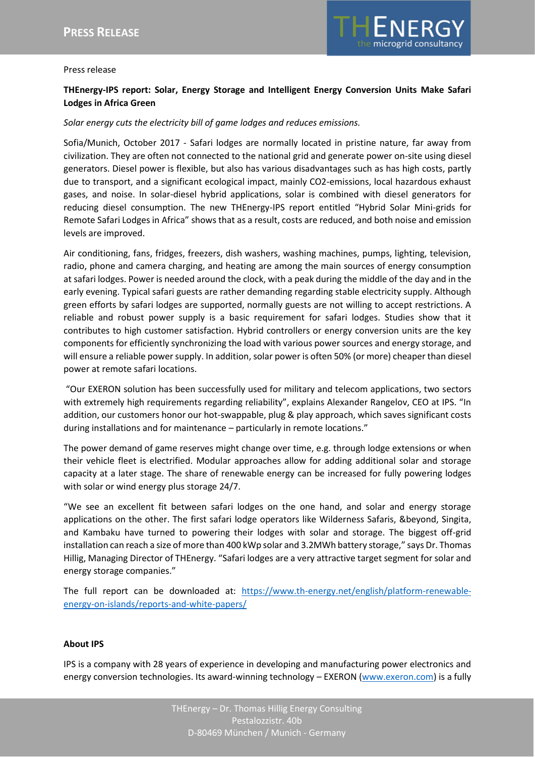Press release

**THEnergy-IPS report: Solar, Energy Storage and Intelligent Energy Conversion Units Make Safari Lodges in Africa Green**

*Solar energy cuts the electricity bill of game lodges and reduces emissions.*

Sofia/Munich, October 2017 - Safari lodges are normally located in pristine nature, far away from civilization. They are often not connected to the national grid and generate power on-site using diesel generators. Diesel power is flexible, but also has various disadvantages such as has high costs, partly due to transport, and a significant ecological impact, mainly CO2-emissions, local hazardous exhaust gases, and noise. In solar-diesel hybrid applications, solar is combined with diesel generators for reducing diesel consumption. The new THEnergy-IPS report entitled "Hybrid Solar Mini-grids for Remote Safari Lodges in Africa" shows that as a result, costs are reduced, and both noise and emission levels are improved.

Air conditioning, fans, fridges, freezers, dish washers, washing machines, pumps, lighting, television, radio, phone and camera charging, and heating are among the main sources of energy consumption at safari lodges. Power is needed around the clock, with a peak during the middle of the day and in the early evening. Typical safari guests are rather demanding regarding stable electricity supply. Although green efforts by safari lodges are supported, normally guests are not willing to accept restrictions. A reliable and robust power supply is a basic requirement for safari lodges. Studies show that it contributes to high customer satisfaction. Hybrid controllers or energy conversion units are the key components for efficiently synchronizing the load with various power sources and energy storage, and will ensure a reliable power supply. In addition, solar power is often 50% (or more) cheaper than diesel power at remote safari locations.

"Our EXERON solution has been successfully used for military and telecom applications, two sectors with extremely high requirements regarding reliability", explains Alexander Rangelov, CEO at IPS. "In addition, our customers honor our hot-swappable, plug & play approach, which saves significant costs during installations and for maintenance – particularly in remote locations."

The power demand of game reserves might change over time, e.g. through lodge extensions or when their vehicle fleet is electrified. Modular approaches allow for adding additional solar and storage capacity at a later stage. The share of renewable energy can be increased for fully powering lodges with solar or wind energy plus storage 24/7.

"We see an excellent fit between safari lodges on the one hand, and solar and energy storage applications on the other. The first safari lodge operators like Wilderness Safaris, &beyond, Singita, and Kambaku have turned to powering their lodges with solar and storage. The biggest off-grid installation can reach a size of more than 400 kWp solar and 3.2MWh battery storage," says Dr. Thomas Hillig, Managing Director of THEnergy. "Safari lodges are a very attractive target segment for solar and energy storage companies."

The full report can be downloaded at: [https://www.th-energy.net/english/platform-renewable-energy-on-islands/reports-and-white-papers/](https://www.th-energy.net/english/platform-renewable-energy-on-islands/reports-and-white-papers/)

**About IPS**

IPS is a company with 28 years of experience in developing and manufacturing power electronics and energy conversion technologies. Its award-winning technology – EXERON ([www.exeron.com](http://www.exeron.com)) is a fully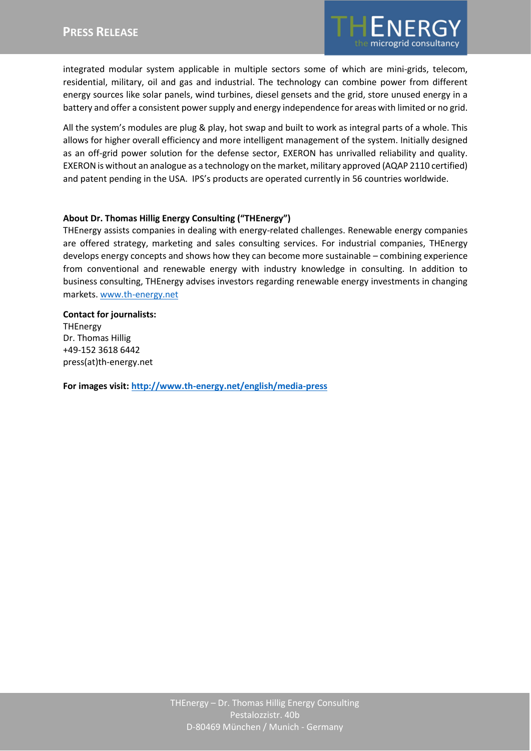integrated modular system applicable in multiple sectors some of which are mini-grids, telecom, residential, military, oil and gas and industrial. The technology can combine power from different energy sources like solar panels, wind turbines, diesel gensets and the grid, store unused energy in a battery and offer a consistent power supply and energy independence for areas with limited or no grid.

All the system's modules are plug & play, hot swap and built to work as integral parts of a whole. This allows for higher overall efficiency and more intelligent management of the system. Initially designed as an off-grid power solution for the defense sector, EXERON has unrivalled reliability and quality. EXERON is without an analogue as a technology on the market, military approved (AQAP 2110 certified) and patent pending in the USA. IPS's products are operated currently in 56 countries worldwide.

**About Dr. Thomas Hillig Energy Consulting ("THEnergy")**
THEnergy assists companies in dealing with energy-related challenges. Renewable energy companies are offered strategy, marketing and sales consulting services. For industrial companies, THEnergy develops energy concepts and shows how they can become more sustainable – combining experience from conventional and renewable energy with industry knowledge in consulting. In addition to business consulting, THEnergy advises investors regarding renewable energy investments in changing markets. www.th-energy.net

**Contact for journalists:**
THEnergy
Dr. Thomas Hillig
+49-152 3618 6442
press(at)th-energy.net

**For images visit: http://www.th-energy.net/english/media-press**

THEnergy – Dr. Thomas Hillig Energy Consulting
Pestalozzistr. 40b
D-80469 München / Munich - Germany